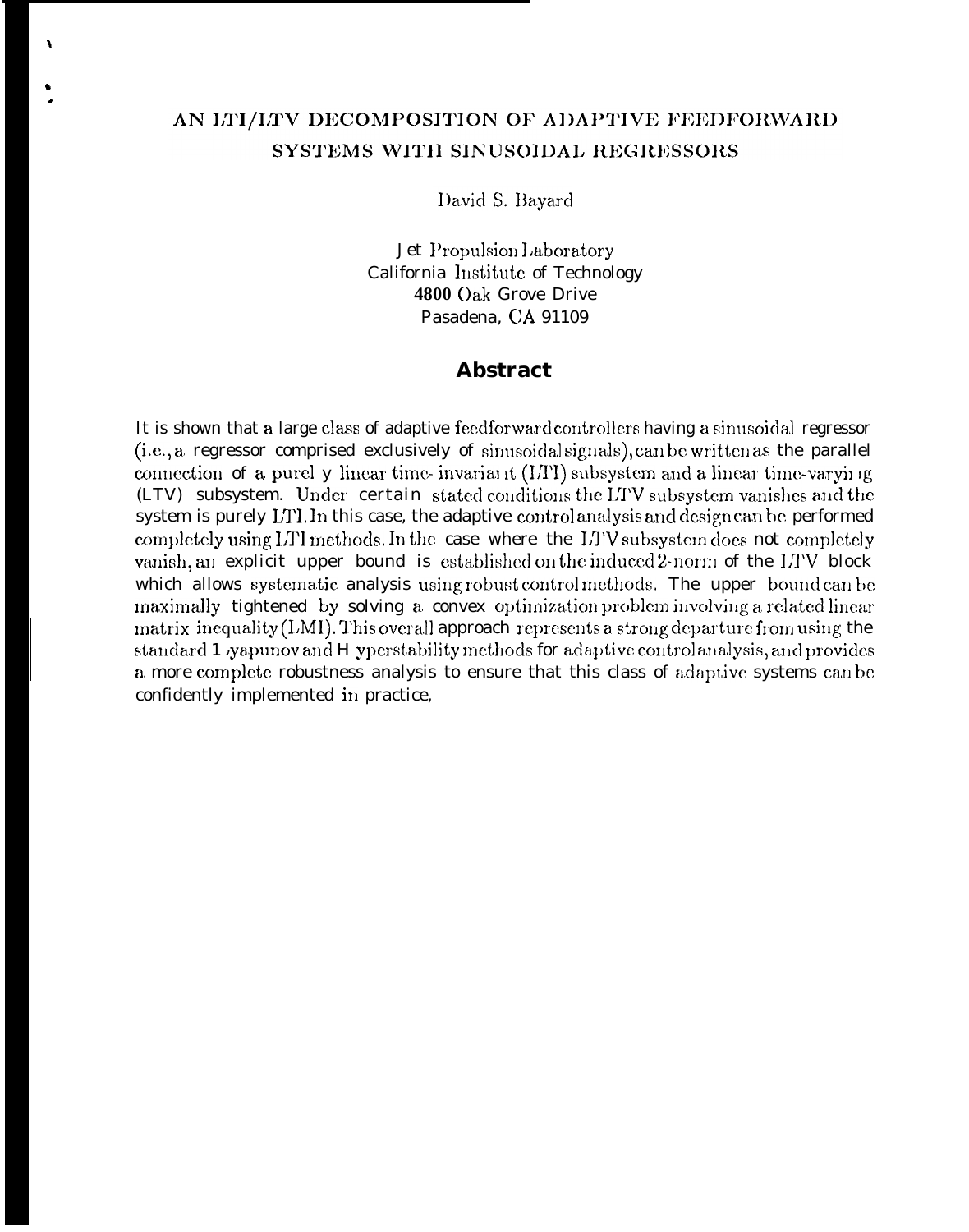# AN LTI/LTV DECOMPOSITION OF ADAPTIVE FEEDFORWARD SYSTEMS WITH SINUSOIDAL REGRESSORS

David S. Bayard

Jet Propulsion Laboratory
California Institute of Technology
4800 Oak Grove Drive
Pasadena, CA 91109

## Abstract

It is shown that a large class of adaptive feedforward controllers having a sinusoidal regressor (i.e., a regressor comprised exclusively of sinusoidal signals), can be written as the parallel connection of a purely linear time-invariant (LTI) subsystem and a linear time-varying (LTV) subsystem. Under certain stated conditions the LTV subsystem vanishes and the system is purely LTI. In this case, the adaptive control analysis and design can be performed completely using LTI methods. In the case where the LTV subsystem does not completely vanish, an explicit upper bound is established on the induced 2-norm of the LTV block which allows systematic analysis using robust control methods. The upper bound can be maximally tightened by solving a convex optimization problem involving a related linear matrix inequality (LMI). This overall approach represents a strong departure from using the standard Lyapunov and Hyperstability methods for adaptive control analysis, and provides a more complete robustness analysis to ensure that this class of adaptive systems can be confidently implemented in practice,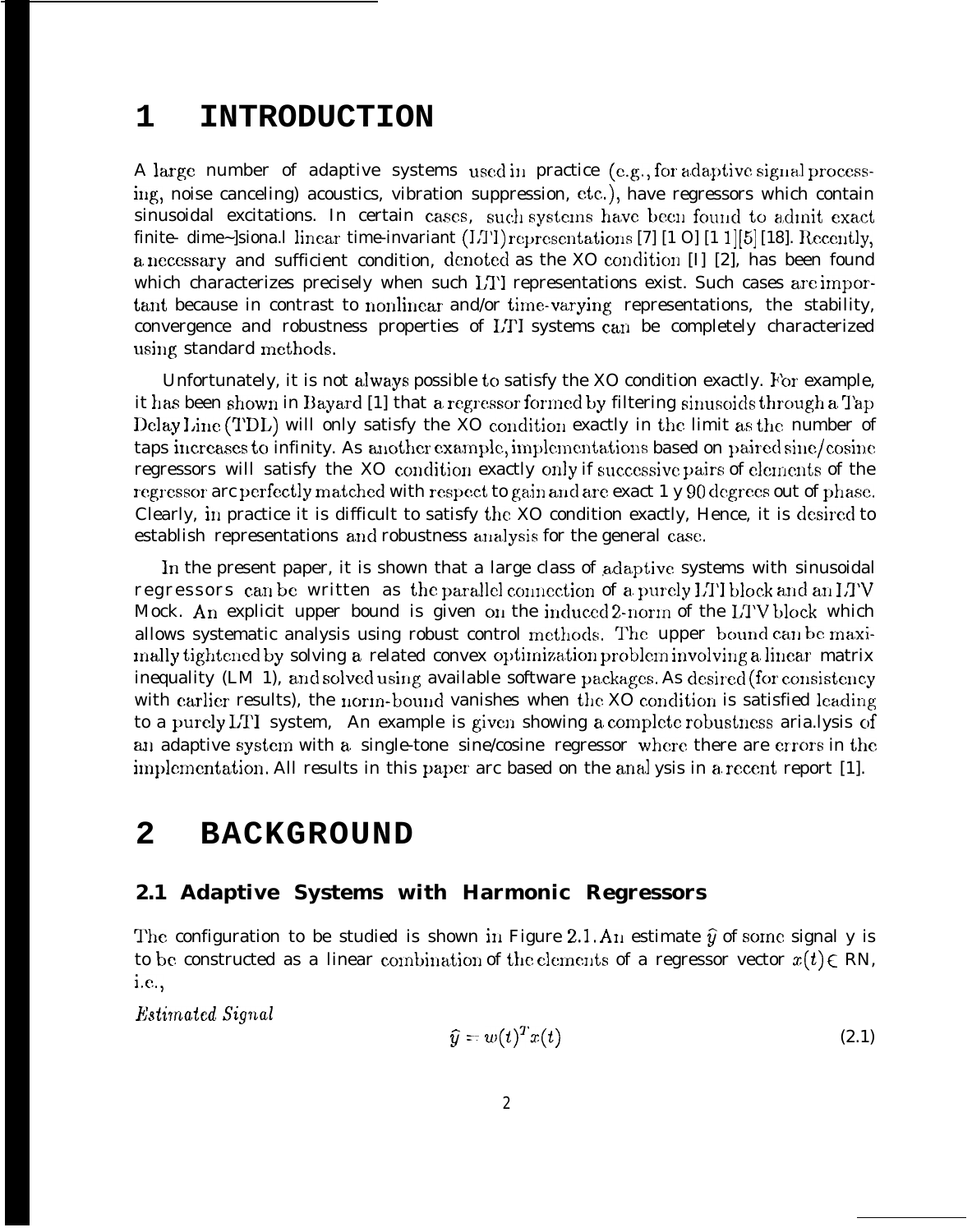# 1 INTRODUCTION

A large number of adaptive systems used in practice (e.g., for adaptive signal processing, noise canceling) acoustics, vibration suppression, etc.), have regressors which contain sinusoidal excitations. In certain cases, such systems have been found to admit exact finite- dimensional linear time-invariant (LTI) representations [7] [10] [11][5] [18]. Recently, a necessary and sufficient condition, denoted as the XO condition [1] [2], has been found which characterizes precisely when such LTI representations exist. Such cases are important because in contrast to nonlinear and/or time-varying representations, the stability, convergence and robustness properties of LTI systems can be completely characterized using standard methods.

Unfortunately, it is not always possible to satisfy the XO condition exactly. For example, it has been shown in Bayard [1] that a regressor formed by filtering sinusoids through a Tap Delay Line (TDL) will only satisfy the XO condition exactly in the limit as the number of taps increases to infinity. As another example, implementations based on paired sine/cosine regressors will satisfy the XO condition exactly only if successive pairs of elements of the regressor are perfectly matched with respect to gain and are exact 1 y 90 degrees out of phase. Clearly, in practice it is difficult to satisfy the XO condition exactly, Hence, it is desired to establish representations and robustness analysis for the general case.

In the present paper, it is shown that a large class of adaptive systems with sinusoidal regressors can be written as the parallel connection of a purely LTI block and an LTV Mock. An explicit upper bound is given on the induced 2-norm of the LTV block which allows systematic analysis using robust control methods. The upper bound can be maximally tightened by solving a related convex optimization problem involving a linear matrix inequality (LM 1), and solved using available software packages. As desired (for consistency with earlier results), the norm-bound vanishes when the XO condition is satisfied leading to a purely LTI system, An example is given showing a complete robustness aria.lysis of an adaptive system with a single-tone sine/cosine regressor where there are errors in the implementation. All results in this paper are based on the anal ysis in a recent report [1].

# 2 BACKGROUND

## 2.1 Adaptive Systems with Harmonic Regressors

The configuration to be studied is shown in Figure 2.1. An estimate $\hat{y}$ of some signal y is to be constructed as a linear combination of the elements of a regressor vector $x(t) \in R^N$, i.e.,

*Estimated Signal*

$$\hat{y} = w(t)^T x(t) \tag{2.1}$$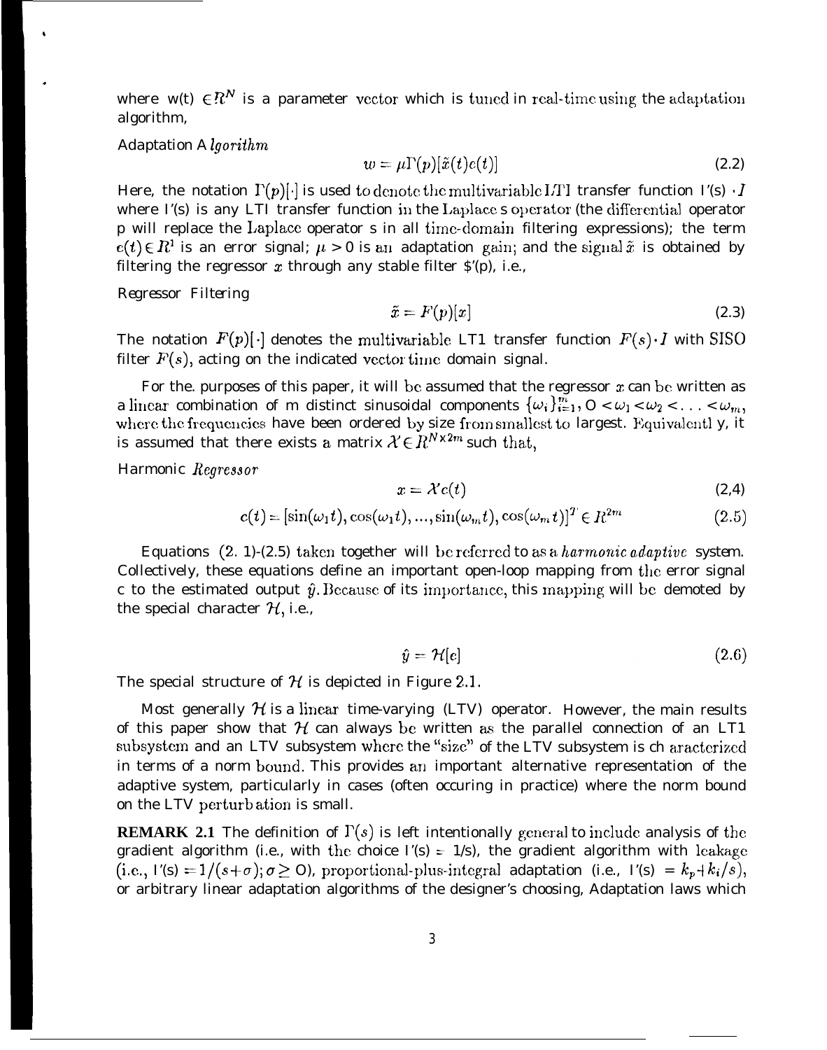where $w(t) \in R^N$ is a parameter vector which is tuned in real-time using the adaptation algorithm,

*Adaptation Algorithm*

$$w = \mu\Gamma(p)[\tilde{x}(t)e(t)] \tag{2.2}$$

Here, the notation $\Gamma(p)[\cdot]$ is used to denote the multivariable LTI transfer function $\Gamma(s) \cdot I$ where $\Gamma(s)$ is any LTI transfer function in the Laplace s operator (the differential operator p will replace the Laplace operator s in all time-domain filtering expressions); the term $e(t) \in R^1$ is an error signal; $\mu > 0$ is an adaptation gain; and the signal $\tilde{x}$ is obtained by filtering the regressor $x$ through any stable filter $F(p)$, i.e.,

*Regressor Filtering*

$$\tilde{x} = F(p)[x] \tag{2.3}$$

The notation $F(p)[\cdot]$ denotes the multivariable LTI transfer function $F(s) \cdot I$ with SISO filter $F(s)$, acting on the indicated vector time domain signal.

For the purposes of this paper, it will be assumed that the regressor $x$ can be written as a linear combination of m distinct sinusoidal components $\{\omega_i\}_{i=1}^{m}$, $0 < \omega_1 < \omega_2 < \ldots < \omega_m$, where the frequencies have been ordered by size from smallest to largest. Equivalently, it is assumed that there exists a matrix $\mathcal{X} \in R^{N \times 2m}$ such that,

*Harmonic Regressor*

$$x = \mathcal{X}c(t) \tag{2.4}$$

$$c(t) = [\sin(\omega_1 t), \cos(\omega_1 t), ..., \sin(\omega_m t), \cos(\omega_m t)]^T \in R^{2m} \tag{2.5}$$

Equations (2.1)-(2.5) taken together will be referred to as a *harmonic adaptive* system. Collectively, these equations define an important open-loop mapping from the error signal $e$ to the estimated output $\hat{y}$. Because of its importance, this mapping will be demoted by the special character $\mathcal{H}$, i.e.,

$$\hat{y} = \mathcal{H}[e] \tag{2.6}$$

The special structure of $\mathcal{H}$ is depicted in Figure 2.1.

Most generally $\mathcal{H}$ is a linear time-varying (LTV) operator. However, the main results of this paper show that $\mathcal{H}$ can always be written as the parallel connection of an LTI subsystem and an LTV subsystem where the "size" of the LTV subsystem is characterized in terms of a norm bound. This provides an important alternative representation of the adaptive system, particularly in cases (often occuring in practice) where the norm bound on the LTV perturbation is small.

**REMARK 2.1** The definition of $\Gamma(s)$ is left intentionally general to include analysis of the gradient algorithm (i.e., with the choice $\Gamma(s) = 1/s$), the gradient algorithm with leakage (i.e., $\Gamma(s) = 1/(s+\sigma); \sigma \geq 0$), proportional-plus-integral adaptation (i.e., $\Gamma(s) = k_p + k_i/s$), or arbitrary linear adaptation algorithms of the designer's choosing, Adaptation laws which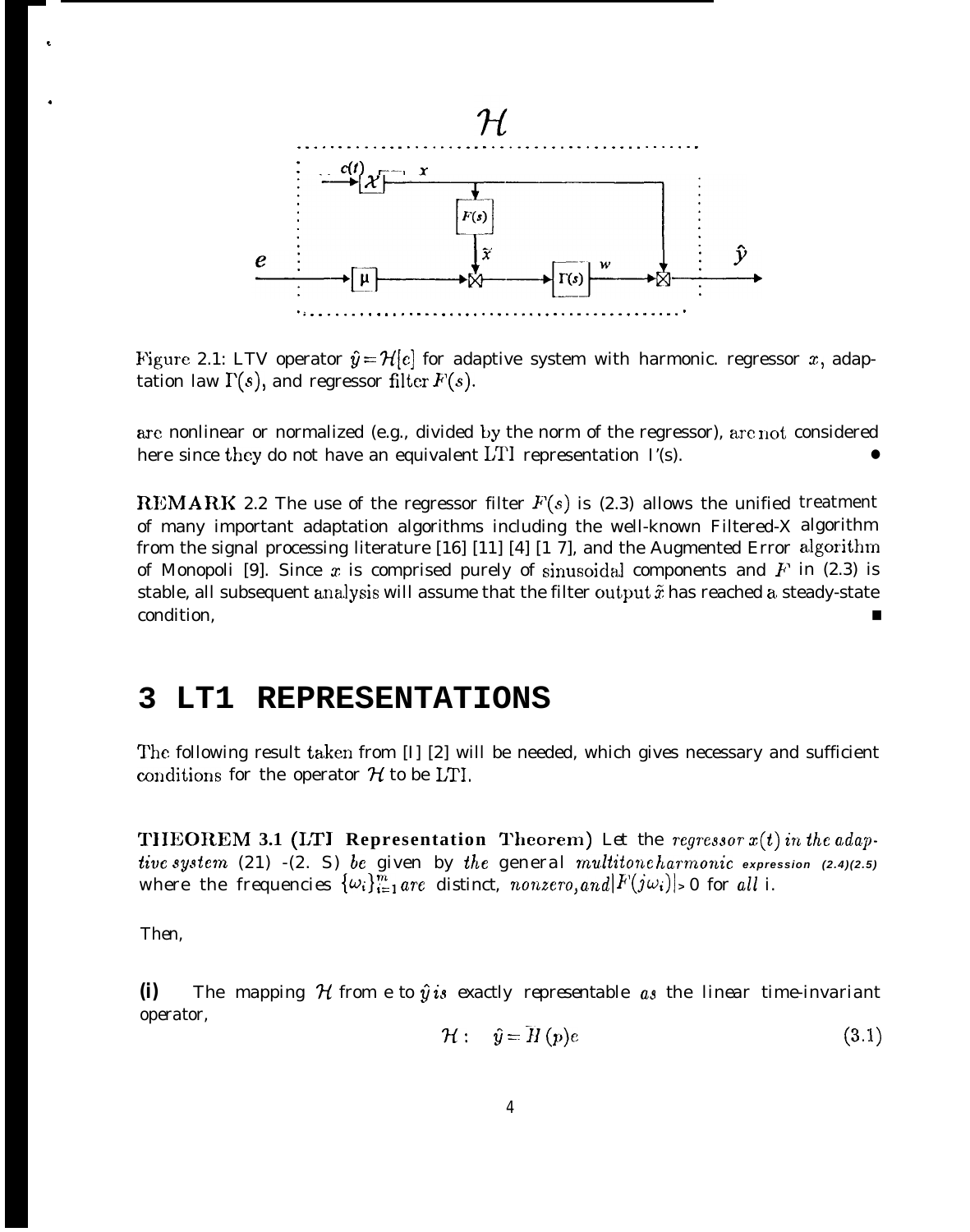Figure 2.1: LTV operator $\hat{y} = \mathcal{H}[e]$ for adaptive system with harmonic. regressor $x$, adaptation law $\Gamma(s)$, and regressor filter $F(s)$.

are nonlinear or normalized (e.g., divided by the norm of the regressor), are not considered here since they do not have an equivalent LTI representation $\Gamma(s)$. •

**REMARK** 2.2 The use of the regressor filter $F(s)$ is (2.3) allows the unified treatment of many important adaptation algorithms including the well-known Filtered-X algorithm from the signal processing literature [16] [11] [4] [17], and the Augmented Error algorithm of Monopoli [9]. Since $x$ is comprised purely of sinusoidal components and $F$ in (2.3) is stable, all subsequent analysis will assume that the filter output $\tilde{x}$ has reached a steady-state condition, ■

# 3 LTI REPRESENTATIONS

The following result taken from [1] [2] will be needed, which gives necessary and sufficient conditions for the operator $\mathcal{H}$ to be LTI.

**THEOREM 3.1 (LTI Representation Theorem)** Let the *regressor* $x(t)$ *in the adaptive system* (2.1)-(2.5) *be* given by *the* general *multitone harmonic expression (2.4)(2.5)* where the frequencies $\{\omega_i\}_{i=1}^{m}$ *are* distinct, *nonzero, and* $|F(j\omega_i)| > 0$ for *all* i.

Then,

**(i)** The mapping $\mathcal{H}$ from e to $\hat{y}$ *is* exactly representable *as* the linear time-invariant operator,

$$\mathcal{H}: \quad \hat{y} = H(p)e \tag{3.1}$$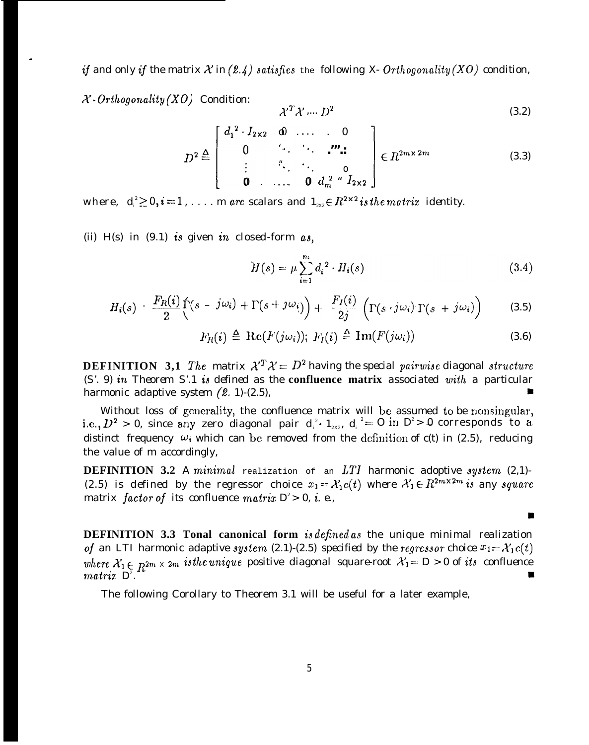*if* and only *if* the matrix $\mathcal{X}$ in *(2.4) satisfies* the following X- *Orthogonality(XO)* condition,

*$\mathcal{X}$-Orthogonality(XO)* Condition:

$$\mathcal{X}^T\mathcal{X} = D^2 \tag{3.2}$$

$$D^2 \triangleq \begin{bmatrix} d_1^2 \cdot I_{2\times 2} & 0 & \dots & 0 \\ 0 & \ddots & \ddots & \vdots \\ \vdots & \ddots & \ddots & 0 \\ 0 & \dots & 0 & d_m^2 \cdot I_{2\times 2} \end{bmatrix} \in R^{2m\times 2m} \tag{3.3}$$

where, $d_i^2 \geq 0, i = 1, \dots, m$ *are* scalars and $1_{2\times 2} \in R^{2\times 2}$ *is the matrix* identity.

(ii) H(s) in (9.1) *is* given *in* closed-form *as,*

$$\overline{H}(s) = \mu \sum_{i=1}^{m} d_i^2 \cdot H_i(s) \tag{3.4}$$

$$H_i(s) = \frac{F_R(i)}{2}\left(\Gamma(s - j\omega_i) + \Gamma(s + j\omega_i)\right) + \frac{F_I(i)}{2j}\left(\Gamma(s - j\omega_i) - \Gamma(s + j\omega_i)\right) \tag{3.5}$$

$$F_R(i) \triangleq \text{Re}(F(j\omega_i)); \; F_I(i) \triangleq \text{Im}(F(j\omega_i)) \tag{3.6}$$

**DEFINITION 3,1** *The* matrix $\mathcal{X}^T\mathcal{X} = D^2$ having the special *pairwise* diagonal *structure* (S'. 9) *in* Theorem S'.1 *is* defined as the **confluence matrix** associated *with* a particular harmonic adaptive system *(2.* 1)-(2.5), ■

Without loss of generality, the confluence matrix will be assumed to be nonsingular, i.e., $D^2 > 0$, since any zero diagonal pair $d_i^2 \cdot 1_{2\times 2}$, $d_i^2 = 0$ in $D^2 > 0$ corresponds to a distinct frequency $\omega_i$ which can be removed from the definition of c(t) in (2.5), reducing the value of m accordingly,

**DEFINITION 3.2** A *minimal* realization of an *LTI* harmonic adoptive *system* (2,1)-(2.5) is defined by the regressor choice $x_1 = \mathcal{X}_1 c(t)$ where $\mathcal{X}_1 \in R^{2m\times 2m}$ *is* any *square* matrix *factor of* its confluence *matrix* $D^2 > 0$, *i.* e.,

■

**DEFINITION 3.3 Tonal canonical form** *is defined as* the unique minimal realization *of* an LTI harmonic adaptive *system* (2.1)-(2.5) specified by the *regressor* choice $x_1 = \mathcal{X}_1 c(t)$ *where* $\mathcal{X}_1 \in R^{2m\times 2m}$ *is the unique* positive diagonal square-root $\mathcal{X}_1 = D > 0$ of *its* confluence *matrix* $D^2$. ■

The following Corollary to Theorem 3.1 will be useful for a later example,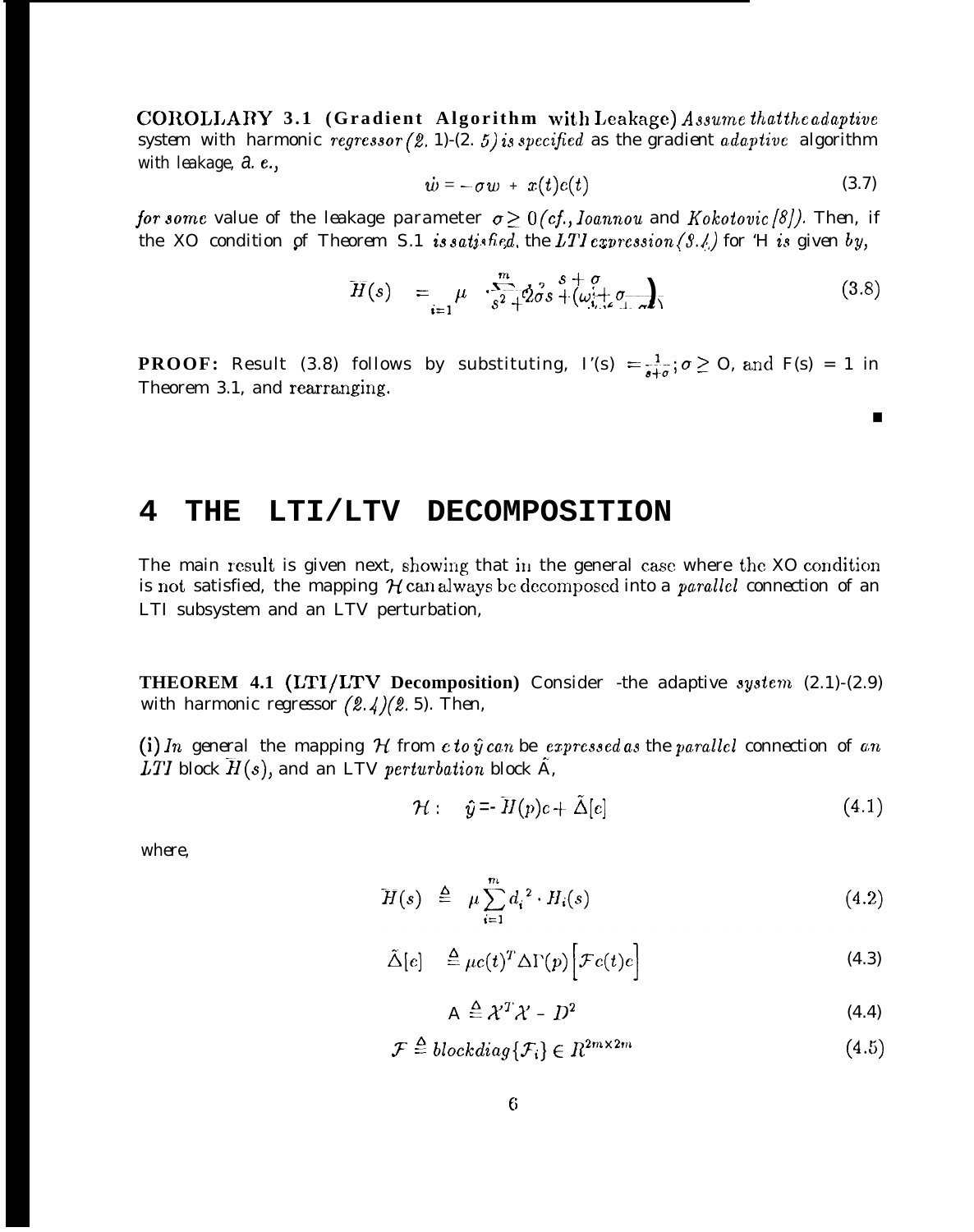**COROLLARY 3.1 (Gradient Algorithm with Leakage)** *Assume that the adaptive system with harmonic regressor (2.1)-(2.5) is specified as the gradient adaptive algorithm with leakage, i.e.,*

$$\dot{w} = -\sigma w + x(t)e(t) \tag{3.7}$$

*for some value of the leakage parameter $\sigma \geq 0$ (cf., Ioannou and Kokotovic [8]). Then, if the XO condition of Theorem 3.1 is satisfied, the LTI expression (3.4) for $\mathcal{H}$ is given by,*

$$\bar{H}(s) = \mu \sum_{i=1}^{m} d_i^2 \frac{s+\sigma}{s^2 + 2\sigma s + (\omega_i^2 + \sigma^2)} \tag{3.8}$$

**PROOF:** Result (3.8) follows by substituting, $\Gamma(s) = \frac{1}{s+\sigma}; \sigma \geq 0$, and $F(s) = 1$ in Theorem 3.1, and rearranging.

■

# 4 THE LTI/LTV DECOMPOSITION

The main result is given next, showing that in the general case where the XO condition is not satisfied, the mapping $\mathcal{H}$ can always be decomposed into a *parallel* connection of an LTI subsystem and an LTV perturbation,

**THEOREM 4.1 (LTI/LTV Decomposition)** Consider the adaptive system (2.1)-(2.9) with harmonic regressor (2.4)(2.5). Then,

(i) *In general the mapping $\mathcal{H}$ from $e$ to $\hat{y}$ can be expressed as the parallel connection of an LTI block $\bar{H}(s)$, and an LTV perturbation block $\tilde{\Delta}$,*

$$\mathcal{H} : \quad \hat{y} = \bar{H}(p)e + \tilde{\Delta}[e] \tag{4.1}$$

where,

$$\bar{H}(s) \triangleq \mu \sum_{i=1}^{m} d_i^2 \cdot H_i(s) \tag{4.2}$$

$$\tilde{\Delta}[e] \triangleq \mu c(t)^T \Delta \Gamma(p) \Big[ \mathcal{F} c(t) e \Big] \tag{4.3}$$

$$\Delta \triangleq \mathcal{X}^T \mathcal{X} - D^2 \tag{4.4}$$

$$\mathcal{F} \triangleq blockdiag\{\mathcal{F}_i\} \in R^{2m \times 2m} \tag{4.5}$$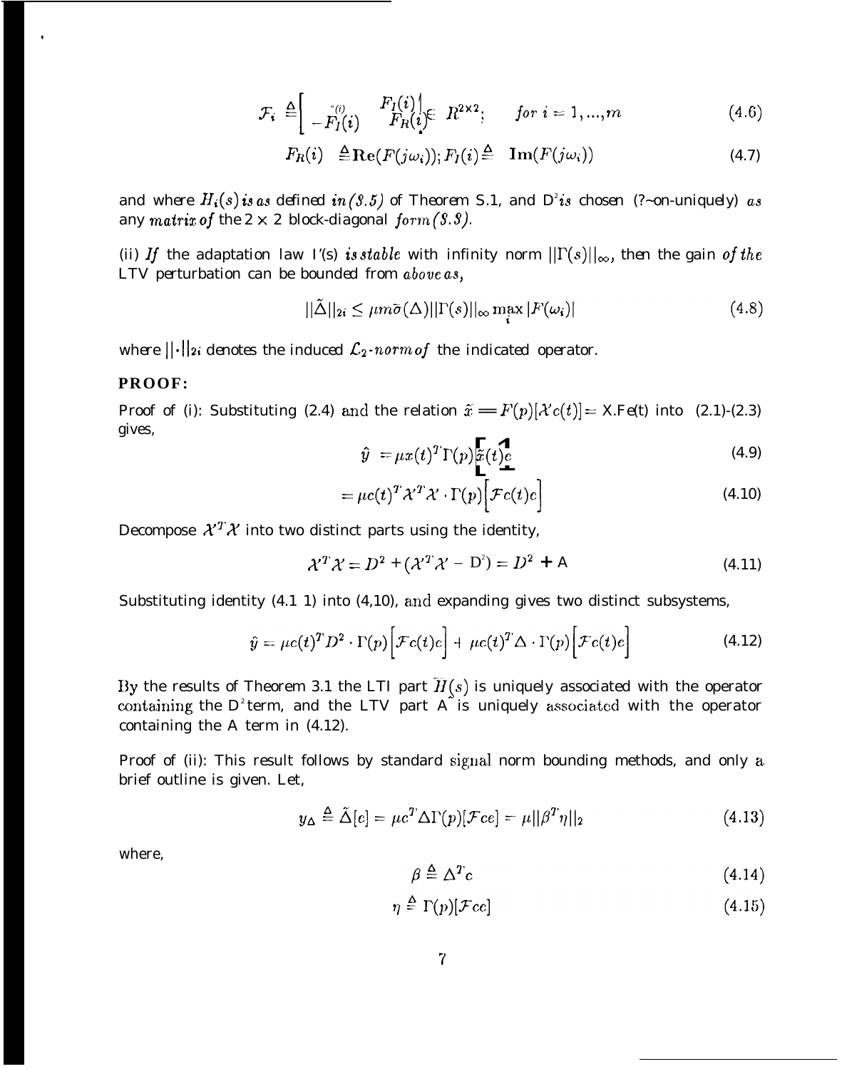$$\mathcal{F}_i \triangleq \begin{bmatrix} F_R(i) & F_I(i) \\ -F_I(i) & F_R(i) \end{bmatrix} \in R^{2\times 2}; \qquad for\ i = 1, ..., m \tag{4.6}$$

$$F_R(i) \triangleq \mathbf{Re}(F(j\omega_i)); F_I(i) \triangleq \mathbf{Im}(F(j\omega_i)) \tag{4.7}$$

and where $H_i(s)$ is as defined in (3.5) of Theorem 3.1, and $D^2$ is chosen (non-uniquely) as any matrix of the 2 × 2 block-diagonal form (3.3).

(ii) If the adaptation law $\Gamma(s)$ is stable with infinity norm $||\Gamma(s)||_\infty$, then the gain of the LTV perturbation can be bounded from above as,

$$||\tilde{\Delta}||_{2i} \leq \mu m \bar{\sigma}(\Delta)||\Gamma(s)||_\infty \max_i |F(\omega_i)| \tag{4.8}$$

where $||\cdot||_{2i}$ denotes the induced $\mathcal{L}_2$-norm of the indicated operator.

**PROOF:**

Proof of (i): Substituting (2.4) and the relation $\tilde{x} = F(p)[\mathcal{X}c(t)] = \mathcal{X}\mathcal{F}c(t)$ into (2.1)-(2.3) gives,

$$\hat{y} = \mu x(t)^T \Gamma(p)\Big[\tilde{x}(t)c\Big] \tag{4.9}$$

$$= \mu c(t)^T \mathcal{X}^T \mathcal{X} \cdot \Gamma(p)\Big[\mathcal{F}c(t)c\Big] \tag{4.10}$$

Decompose $\mathcal{X}^T\mathcal{X}$ into two distinct parts using the identity,

$$\mathcal{X}^T\mathcal{X} = D^2 + (\mathcal{X}^T\mathcal{X} - D^2) = D^2 + \Delta \tag{4.11}$$

Substituting identity (4.11) into (4.10), and expanding gives two distinct subsystems,

$$\hat{y} = \mu c(t)^T D^2 \cdot \Gamma(p)\Big[\mathcal{F}c(t)c\Big] + \mu c(t)^T \Delta \cdot \Gamma(p)\Big[\mathcal{F}c(t)c\Big] \tag{4.12}$$

By the results of Theorem 3.1 the LTI part $\bar{H}(s)$ is uniquely associated with the operator containing the $D^2$ term, and the LTV part $\tilde{\Delta}$ is uniquely associated with the operator containing the $\Delta$ term in (4.12).

Proof of (ii): This result follows by standard signal norm bounding methods, and only a brief outline is given. Let,

$$y_\Delta \triangleq \tilde{\Delta}[c] = \mu c^T \Delta \Gamma(p)[\mathcal{F}cc] = \mu||\beta^T\eta||_2 \tag{4.13}$$

where,

$$\beta \triangleq \Delta^T c \tag{4.14}$$

$$\eta \triangleq \Gamma(p)[\mathcal{F}cc] \tag{4.15}$$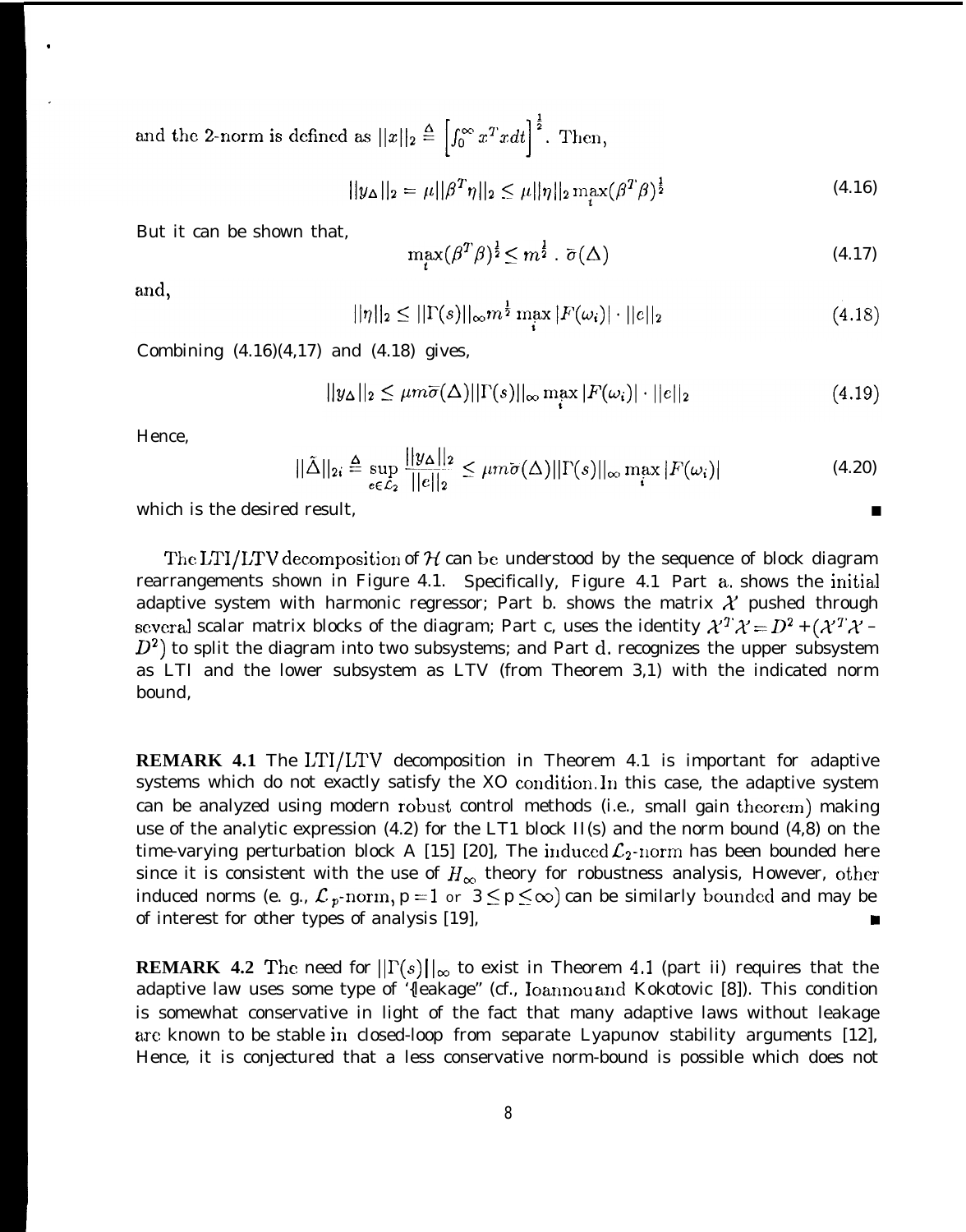and the 2-norm is defined as $||x||_2 \triangleq \left[\int_0^\infty x^T x dt\right]^{\frac{1}{2}}$. Then,

$$||y_\Delta||_2 = \mu||\beta^T\eta||_2 \leq \mu||\eta||_2 \max_i(\beta^T\beta)^{\frac{1}{2}} \tag{4.16}$$

But it can be shown that,

$$\max_i(\beta^T\beta)^{\frac{1}{2}} \leq m^{\frac{1}{2}} \cdot \bar{\sigma}(\Delta) \tag{4.17}$$

and,

$$||\eta||_2 \leq ||\Gamma(s)||_\infty m^{\frac{1}{2}} \max_i |F(\omega_i)| \cdot ||e||_2 \tag{4.18}$$

Combining (4.16)(4,17) and (4.18) gives,

$$||y_\Delta||_2 \leq \mu m\bar{\sigma}(\Delta)||\Gamma(s)||_\infty \max_i |F(\omega_i)| \cdot ||e||_2 \tag{4.19}$$

Hence,

$$||\tilde{\Delta}||_{2i} \triangleq \sup_{e \in \mathcal{L}_2} \frac{||y_\Delta||_2}{||e||_2} \leq \mu m\bar{\sigma}(\Delta)||\Gamma(s)||_\infty \max_i |F(\omega_i)| \tag{4.20}$$

which is the desired result, ∎

The LTI/LTV decomposition of $\mathcal{H}$ can be understood by the sequence of block diagram rearrangements shown in Figure 4.1. Specifically, Figure 4.1 Part a. shows the initial adaptive system with harmonic regressor; Part b. shows the matrix $\mathcal{X}'$ pushed through several scalar matrix blocks of the diagram; Part c, uses the identity $\mathcal{X}'^T\mathcal{X}' = D^2 + (\mathcal{X}^T\mathcal{X}' - D^2)$ to split the diagram into two subsystems; and Part d. recognizes the upper subsystem as LTI and the lower subsystem as LTV (from Theorem 3,1) with the indicated norm bound,

**REMARK 4.1** The LTI/LTV decomposition in Theorem 4.1 is important for adaptive systems which do not exactly satisfy the XO condition. In this case, the adaptive system can be analyzed using modern robust control methods (i.e., small gain theorem) making use of the analytic expression (4.2) for the LT1 block H(s) and the norm bound (4,8) on the time-varying perturbation block Δ [15] [20], The induced $\mathcal{L}_2$-norm has been bounded here since it is consistent with the use of $H_\infty$ theory for robustness analysis, However, other induced norms (e. g., $\mathcal{L}_p$-norm, $p = 1$ or $3 \leq p \leq \infty$) can be similarly bounded and may be of interest for other types of analysis [19], ∎

**REMARK 4.2** The need for $||\Gamma(s)||_\infty$ to exist in Theorem 4.1 (part ii) requires that the adaptive law uses some type of '{leakage" (cf., Ioannou and Kokotovic [8]). This condition is somewhat conservative in light of the fact that many adaptive laws without leakage are known to be stable in closed-loop from separate Lyapunov stability arguments [12], Hence, it is conjectured that a less conservative norm-bound is possible which does not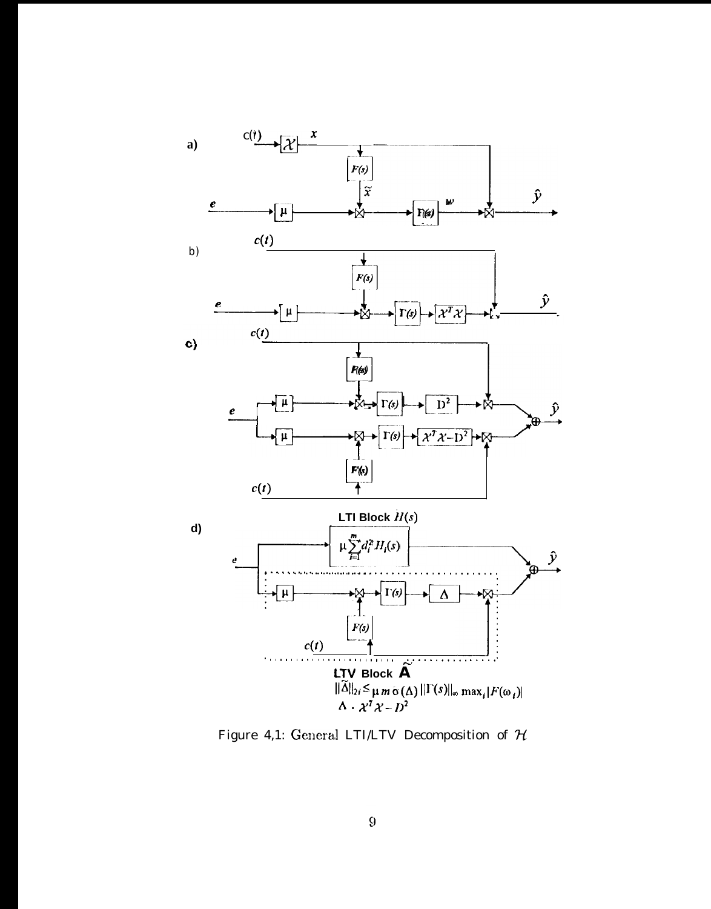Figure 4,1: General LTI/LTV Decomposition of $\mathcal{H}$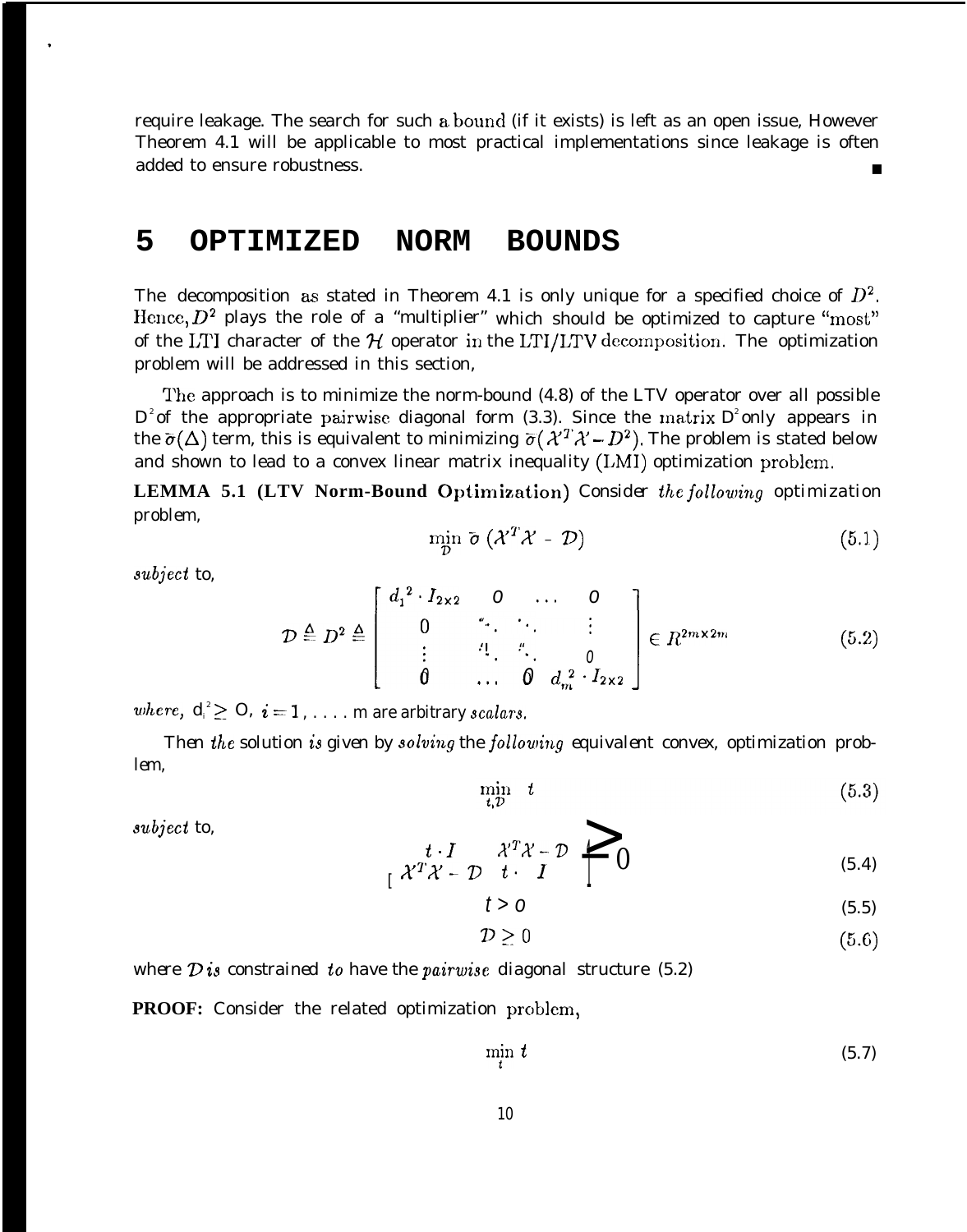require leakage. The search for such a bound (if it exists) is left as an open issue, However Theorem 4.1 will be applicable to most practical implementations since leakage is often added to ensure robustness. ∎

# 5 OPTIMIZED NORM BOUNDS

The decomposition as stated in Theorem 4.1 is only unique for a specified choice of $D^2$. Hence, $D^2$ plays the role of a "multiplier" which should be optimized to capture "most" of the LTI character of the $\mathcal{H}$ operator in the LTI/LTV decomposition. The optimization problem will be addressed in this section,

The approach is to minimize the norm-bound (4.8) of the LTV operator over all possible $D^2$ of the appropriate pairwise diagonal form (3.3). Since the matrix $D^2$ only appears in the $\bar{\sigma}(\Delta)$ term, this is equivalent to minimizing $\bar{\sigma}(\mathcal{X}^T\mathcal{X} - D^2)$. The problem is stated below and shown to lead to a convex linear matrix inequality (LMI) optimization problem.

**LEMMA 5.1 (LTV Norm-Bound Optimization)** *Consider the following optimization problem,*

$$\min_{\mathcal{D}} \bar{\sigma}\left(\mathcal{X}^T\mathcal{X} - \mathcal{D}\right) \tag{5.1}$$

*subject to,*

$$\mathcal{D} \triangleq D^2 \triangleq \begin{bmatrix} d_1^2 \cdot I_{2\times 2} & 0 & \dots & 0 \\ 0 & \ddots & \ddots & \vdots \\ \vdots & \ddots & \ddots & 0 \\ 0 & \dots & 0 & d_m^2 \cdot I_{2\times 2} \end{bmatrix} \in R^{2m\times 2m} \tag{5.2}$$

*where, $d_i^2 \geq 0$, $i = 1, \dots, m$ are arbitrary scalars.*

*Then the solution is given by solving the following equivalent convex, optimization problem,*

$$\min_{t,\mathcal{D}} \; t \tag{5.3}$$

*subject to,*

$$\begin{bmatrix} t \cdot I & \mathcal{X}^T\mathcal{X} - \mathcal{D} \\ \mathcal{X}^T\mathcal{X} - \mathcal{D} & t \cdot I \end{bmatrix} \geq 0 \tag{5.4}$$

$$t > 0 \tag{5.5}$$

$$\mathcal{D} \geq 0 \tag{5.6}$$

*where $\mathcal{D}$ is constrained to have the pairwise diagonal structure (5.2)*

**PROOF:** Consider the related optimization problem,

$$\min_{t} \; t \tag{5.7}$$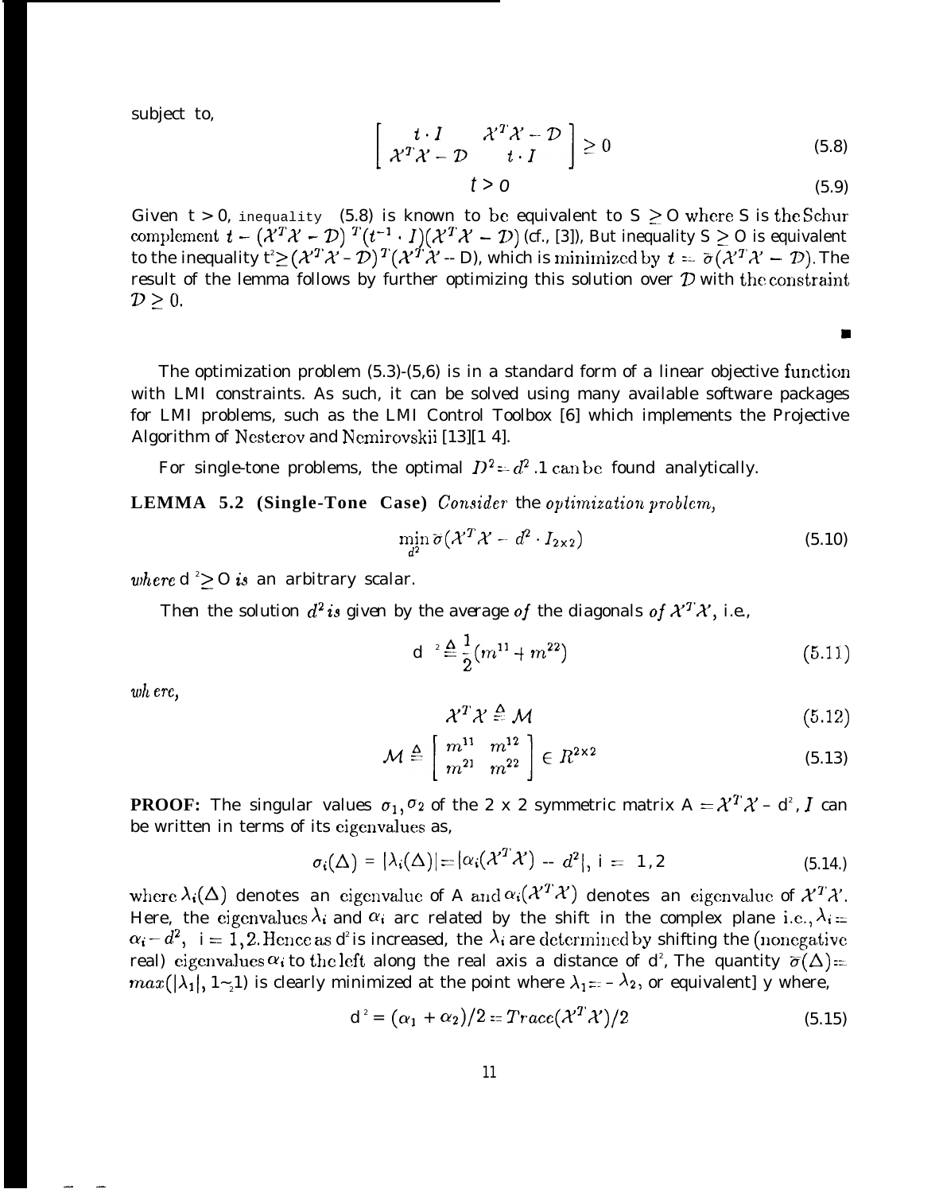subject to,

$$\begin{bmatrix} t \cdot I & \mathcal{X}^T\mathcal{X} - \mathcal{D} \\ \mathcal{X}^T\mathcal{X} - \mathcal{D} & t \cdot I \end{bmatrix} \geq 0 \tag{5.8}$$

$$t > 0 \tag{5.9}$$

Given $t > 0$, inequality (5.8) is known to be equivalent to $S \geq 0$ where S is the Schur complement $t - (\mathcal{X}^T\mathcal{X} - \mathcal{D})^T(t^{-1} \cdot I)(\mathcal{X}^T\mathcal{X} - \mathcal{D})$ (cf., [3]), But inequality $S \geq 0$ is equivalent to the inequality $t^2 \geq (\mathcal{X}^T\mathcal{X} - \mathcal{D})^T(\mathcal{X}^T\mathcal{X} - D)$, which is minimized by $t = \bar{\sigma}(\mathcal{X}^T\mathcal{X} - \mathcal{D})$. The result of the lemma follows by further optimizing this solution over $\mathcal{D}$ with the constraint $\mathcal{D} \geq 0$.

■

The optimization problem (5.3)-(5,6) is in a standard form of a linear objective function with LMI constraints. As such, it can be solved using many available software packages for LMI problems, such as the LMI Control Toolbox [6] which implements the Projective Algorithm of Nesterov and Nemirovskii [13][14].

For single-tone problems, the optimal $D^2 = d^2 .1$ can be found analytically.

**LEMMA 5.2 (Single-Tone Case)** *Consider* the *optimization problem,*

$$\min_{d^2} \bar{\sigma}(\mathcal{X}^T\mathcal{X} - d^2 \cdot I_{2\times 2}) \tag{5.10}$$

*where* $d^2 \geq 0$ *is* an arbitrary scalar.

Then the solution $d^2$ *is* given by the average *of* the diagonals *of* $\mathcal{X}^T\mathcal{X}$, i.e.,

$$d^2 \triangleq \frac{1}{2}(m^{11} + m^{22}) \tag{5.11}$$

*where,*

$$\mathcal{X}^T\mathcal{X} \triangleq \mathcal{M} \tag{5.12}$$

$$\mathcal{M} \triangleq \begin{bmatrix} m^{11} & m^{12} \\ m^{21} & m^{22} \end{bmatrix} \in R^{2\times 2} \tag{5.13}$$

**PROOF:** The singular values $\sigma_1, \sigma_2$ of the 2 x 2 symmetric matrix $A = \mathcal{X}^T\mathcal{X} - d^2 , I$ can be written in terms of its eigenvalues as,

$$\sigma_i(\Delta) = |\lambda_i(\Delta)| = |\alpha_i(\mathcal{X}^T\mathcal{X}) - d^2|, \ i = 1,2 \tag{5.14.}$$

where $\lambda_i(\Delta)$ denotes an eigenvalue of A and $\alpha_i(\mathcal{X}^T\mathcal{X})$ denotes an eigenvalue of $\mathcal{X}^T\mathcal{X}$. Here, the eigenvalues $\lambda_i$ and $\alpha_i$ are related by the shift in the complex plane i.e., $\lambda_i = \alpha_i - d^2$, $i = 1, 2$. Hence as $d^2$ is increased, the $\lambda_i$ are determined by shifting the (nonegative real) eigenvalues $\alpha_i$ to the left along the real axis a distance of $d^2$, The quantity $\bar{\sigma}(\Delta) = max(|\lambda_1|, |\lambda_2|)$ is clearly minimized at the point where $\lambda_1 = -\lambda_2$, or equivalently where,

$$d^2 = (\alpha_1 + \alpha_2)/2 = Trace(\mathcal{X}^T\mathcal{X})/2 \tag{5.15}$$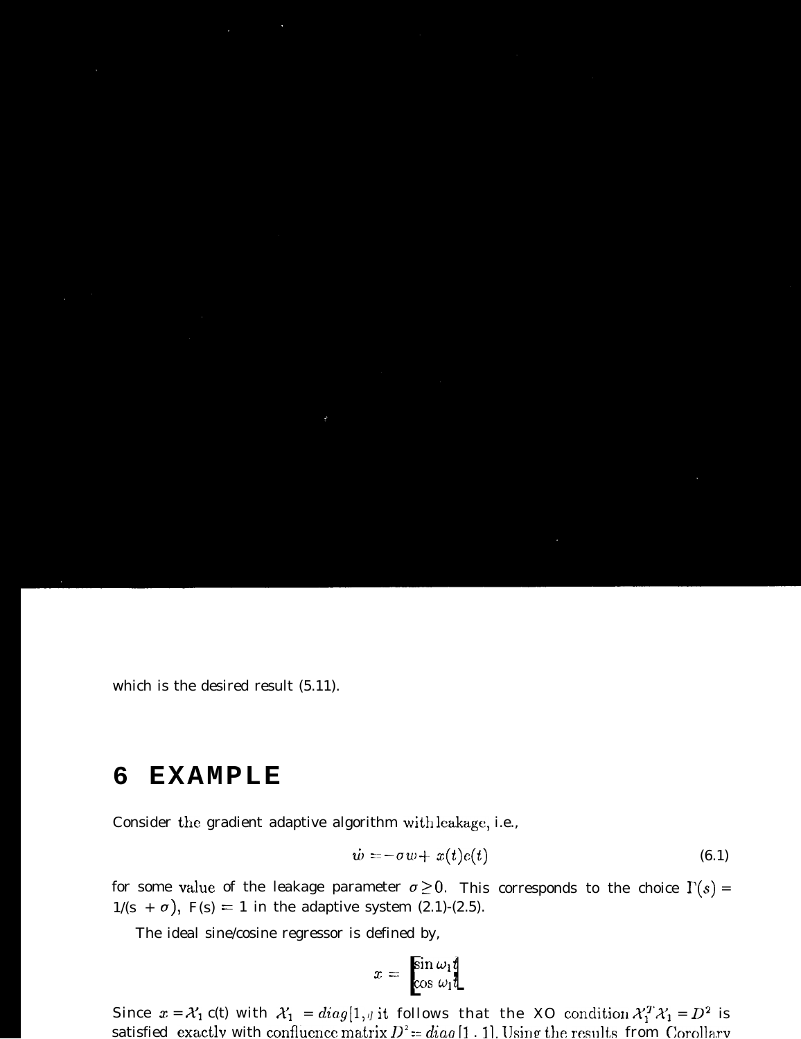which is the desired result (5.11).

# 6 EXAMPLE

Consider the gradient adaptive algorithm with leakage, i.e.,

$$\dot{w} = -\sigma w + x(t)e(t) \tag{6.1}$$

for some value of the leakage parameter $\sigma \geq 0$. This corresponds to the choice $\Gamma(s) = 1/(s + \sigma)$, $F(s) = 1$ in the adaptive system (2.1)-(2.5).

The ideal sine/cosine regressor is defined by,

$$x = \begin{bmatrix} \sin \omega_1 t \\ \cos \omega_1 t \end{bmatrix}$$

Since $x = \mathcal{X}_1 c(t)$ with $\mathcal{X}_1 = diag[1, 1]$ it follows that the XO condition $\mathcal{X}_1^T \mathcal{X}_1 = D^2$ is satisfied exactly with confluence matrix $D^2 = diag[1, 1]$. Using the results from Corollary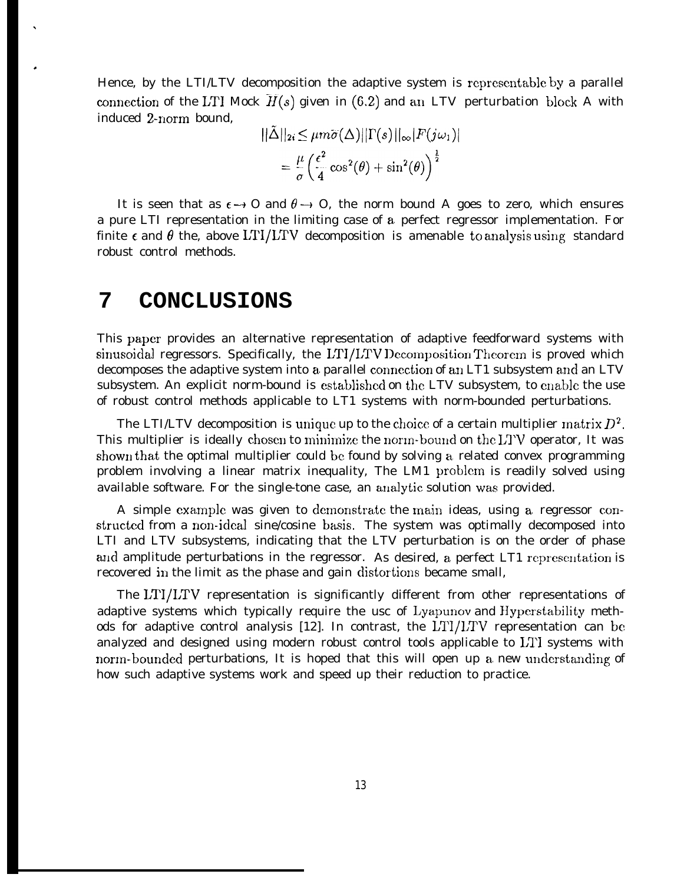Hence, by the LTI/LTV decomposition the adaptive system is representable by a parallel connection of the LTI Mock $\bar{H}(s)$ given in (6.2) and an LTV perturbation block A with induced 2-norm bound,

$$||\tilde{\Delta}||_{2i} \leq \mu m \bar{\sigma}(\Delta)||\Gamma(s)||_{\infty}|F(j\omega_1)|$$
$$= \frac{\mu}{\sigma}\left(\frac{\epsilon^2}{4}\cos^2(\theta) + \sin^2(\theta)\right)^{\frac{1}{2}}$$

It is seen that as $\epsilon \to 0$ and $\theta \to 0$, the norm bound A goes to zero, which ensures a pure LTI representation in the limiting case of a perfect regressor implementation. For finite $\epsilon$ and $\theta$ the, above LTI/LTV decomposition is amenable to analysis using standard robust control methods.

# 7 CONCLUSIONS

This paper provides an alternative representation of adaptive feedforward systems with sinusoidal regressors. Specifically, the LTI/LTV Decomposition Theorem is proved which decomposes the adaptive system into a parallel connection of an LT1 subsystem and an LTV subsystem. An explicit norm-bound is established on the LTV subsystem, to enable the use of robust control methods applicable to LT1 systems with norm-bounded perturbations.

The LTI/LTV decomposition is unique up to the choice of a certain multiplier matrix $D^2$. This multiplier is ideally chosen to minimize the norm-bound on the LTV operator, It was shown that the optimal multiplier could be found by solving a related convex programming problem involving a linear matrix inequality, The LM1 problem is readily solved using available software. For the single-tone case, an analytic solution was provided.

A simple example was given to demonstrate the main ideas, using a regressor constructed from a non-ideal sine/cosine basis. The system was optimally decomposed into LTI and LTV subsystems, indicating that the LTV perturbation is on the order of phase and amplitude perturbations in the regressor. As desired, a perfect LT1 representation is recovered in the limit as the phase and gain distortions became small,

The LTI/LTV representation is significantly different from other representations of adaptive systems which typically require the usc of Lyapunov and Hyperstability methods for adaptive control analysis [12]. In contrast, the LTI/LTV representation can be analyzed and designed using modern robust control tools applicable to LTI systems with norm-bounded perturbations, It is hoped that this will open up a new understanding of how such adaptive systems work and speed up their reduction to practice.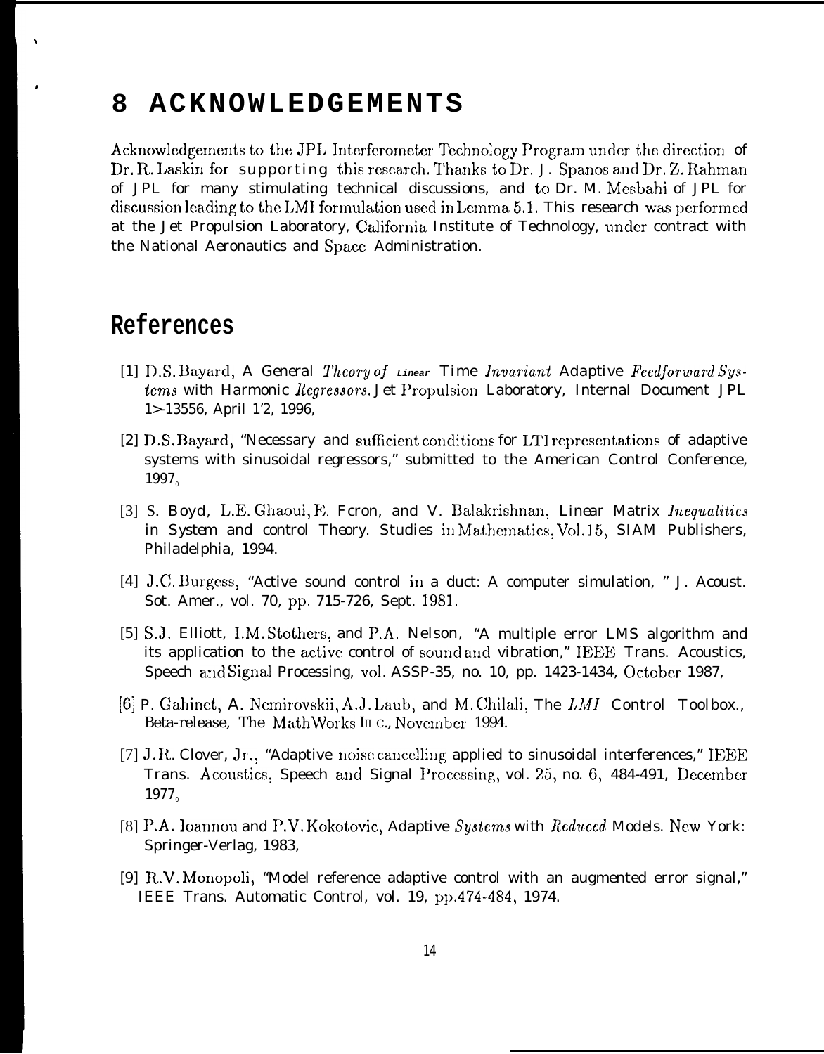# 8 ACKNOWLEDGEMENTS

Acknowledgements to the JPL Interferometer Technology Program under the direction of Dr. R. Laskin for supporting this research. Thanks to Dr. J. Spanos and Dr. Z. Rahman of JPL for many stimulating technical discussions, and to Dr. M. Mesbahi of JPL for discussion leading to the LMI formulation used in Lemma 5.1. This research was performed at the Jet Propulsion Laboratory, California Institute of Technology, under contract with the National Aeronautics and Space Administration.

# References

[1] D.S. Bayard, A General *Theory of Linear* Time *Invariant* Adaptive *Feedforward Systems* with Harmonic *Regressors.* Jet Propulsion Laboratory, Internal Document JPL 1>13556, April 12, 1996,

[2] D.S. Bayard, "Necessary and sufficient conditions for LTI representations of adaptive systems with sinusoidal regressors," submitted to the American Control Conference, 1997.

[3] S. Boyd, L.E. Ghaoui, E. Feron, and V. Balakrishnan, Linear Matrix *Inequalities* in System and control Theory. Studies in Mathematics, Vol. 15, SIAM Publishers, Philadelphia, 1994.

[4] J.C. Burgess, "Active sound control in a duct: A computer simulation, " J. Acoust. Sot. Amer., vol. 70, pp. 715-726, Sept. 1981.

[5] S.J. Elliott, I.M. Stothers, and P.A. Nelson, "A multiple error LMS algorithm and its application to the active control of sound and vibration," IEEE Trans. Acoustics, Speech and Signal Processing, vol. ASSP-35, no. 10, pp. 1423-1434, October 1987,

[6] P. Gahinet, A. Nemirovskii, A.J. Laub, and M. Chilali, The *LMI* Control Toolbox., Beta-release, The MathWorks Inc., November 1994.

[7] J.R. Clover, Jr., "Adaptive noise cancelling applied to sinusoidal interferences," IEEE Trans. Acoustics, Speech and Signal Processing, vol. 25, no. 6, 484-491, December 1977.

[8] P.A. Ioannou and P.V. Kokotovic, Adaptive *Systems* with *Reduced* Models. New York: Springer-Verlag, 1983,

[9] R.V. Monopoli, "Model reference adaptive control with an augmented error signal," IEEE Trans. Automatic Control, vol. 19, pp.474-484, 1974.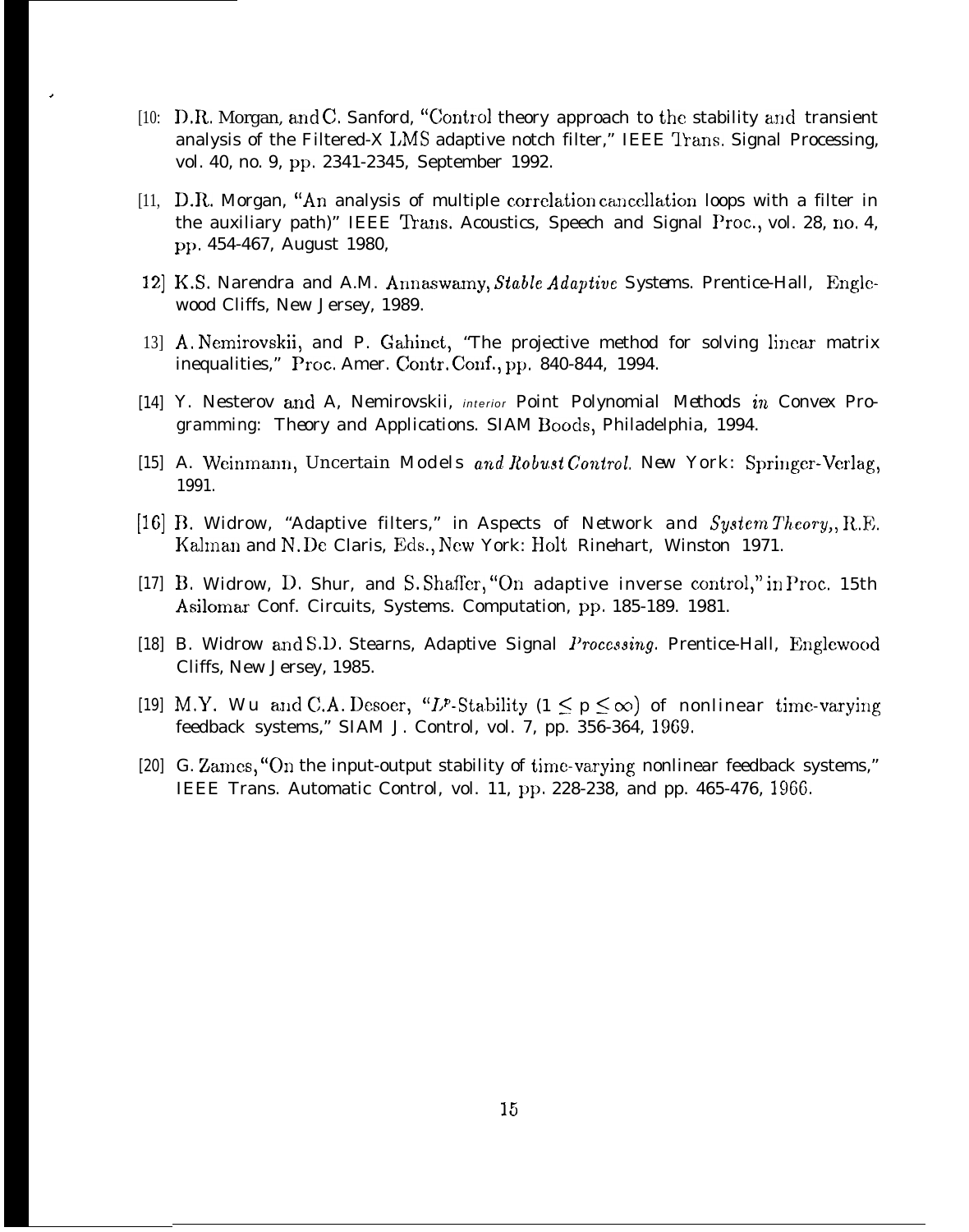[10] D.R. Morgan, and C. Sanford, "Control theory approach to the stability and transient analysis of the Filtered-X LMS adaptive notch filter," IEEE Trans. Signal Processing, vol. 40, no. 9, pp. 2341-2345, September 1992.

[11] D.R. Morgan, "An analysis of multiple correlation cancellation loops with a filter in the auxiliary path)" IEEE Trans. Acoustics, Speech and Signal Proc., vol. 28, no. 4, pp. 454-467, August 1980,

[12] K.S. Narendra and A.M. Annaswamy, *Stable Adaptive* Systems. Prentice-Hall, Englewood Cliffs, New Jersey, 1989.

[13] A. Nemirovskii, and P. Gahinet, "The projective method for solving linear matrix inequalities," Proc. Amer. Contr. Conf., pp. 840-844, 1994.

[14] Y. Nesterov and A, Nemirovskii, *interior* Point Polynomial Methods *in* Convex Programming: Theory and Applications. SIAM Boods, Philadelphia, 1994.

[15] A. Weinmann, Uncertain Models *and Robust Control.* New York: Springer-Verlag, 1991.

[16] B. Widrow, "Adaptive filters," in Aspects of Network and *System Theory*,, R.E. Kalman and N. De Claris, Eds., New York: Holt Rinehart, Winston 1971.

[17] B. Widrow, D. Shur, and S. Shaffer, "On adaptive inverse control," in Proc. 15th Asilomar Conf. Circuits, Systems. Computation, pp. 185-189. 1981.

[18] B. Widrow and S.D. Stearns, Adaptive Signal *Processing.* Prentice-Hall, Englewood Cliffs, New Jersey, 1985.

[19] M.Y. Wu and C.A. Desoer, "$L^p$-Stability ($1 \leq p \leq \infty$) of nonlinear time-varying feedback systems," SIAM J. Control, vol. 7, pp. 356-364, 1969.

[20] G. Zames, "On the input-output stability of time-varying nonlinear feedback systems," IEEE Trans. Automatic Control, vol. 11, pp. 228-238, and pp. 465-476, 1966.